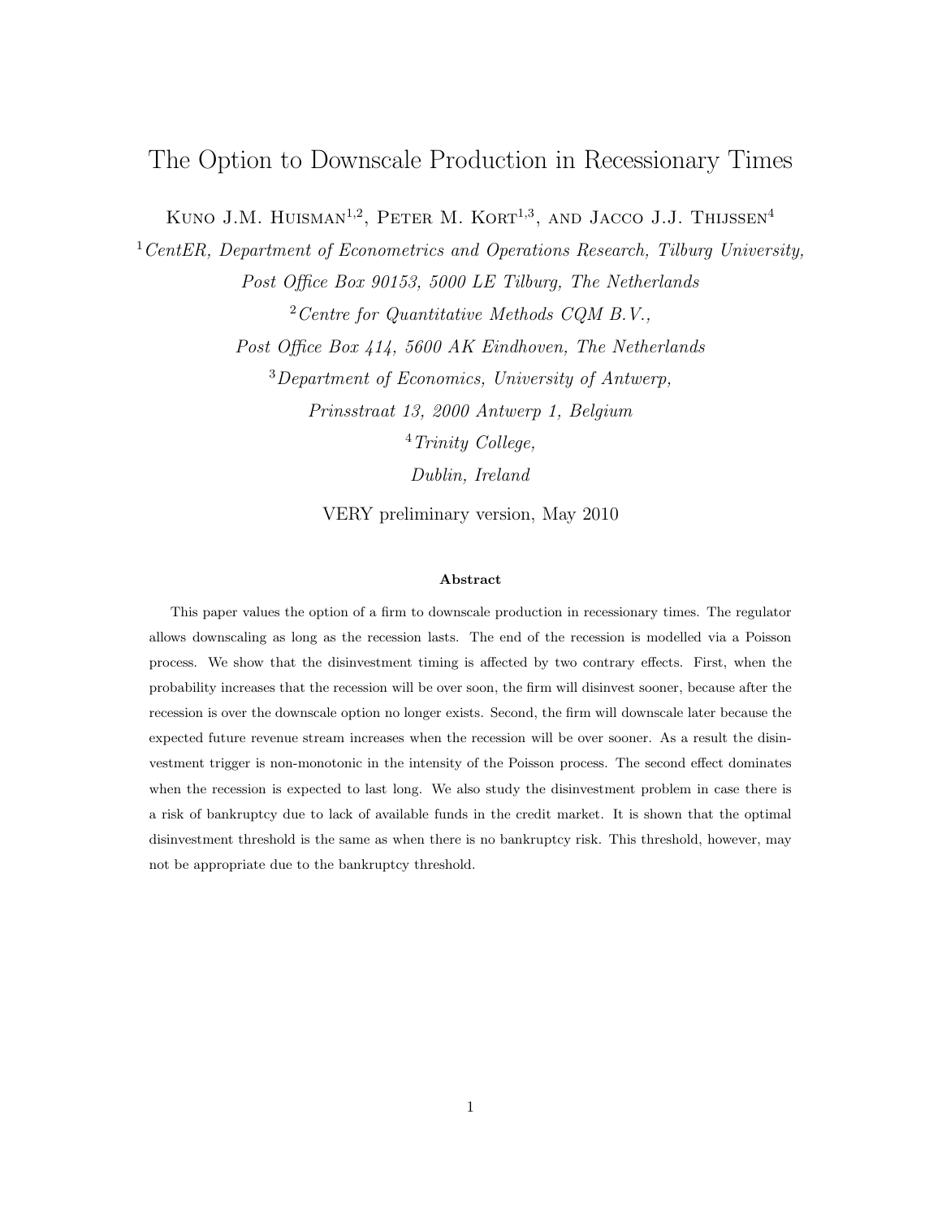# The Option to Downscale Production in Recessionary Times

Kuno J.M. Huisman[1,2], Peter M. Kort[1,3], and Jacco J.J. Thijssen[4]

[1] *CentER, Department of Econometrics and Operations Research, Tilburg University, Post Office Box 90153, 5000 LE Tilburg, The Netherlands*

[2] *Centre for Quantitative Methods CQM B.V., Post Office Box 414, 5600 AK Eindhoven, The Netherlands*

[3] *Department of Economics, University of Antwerp, Prinsstraat 13, 2000 Antwerp 1, Belgium*

[4] *Trinity College, Dublin, Ireland*

VERY preliminary version, May 2010

**Abstract**

This paper values the option of a firm to downscale production in recessionary times. The regulator allows downscaling as long as the recession lasts. The end of the recession is modelled via a Poisson process. We show that the disinvestment timing is affected by two contrary effects. First, when the probability increases that the recession will be over soon, the firm will disinvest sooner, because after the recession is over the downscale option no longer exists. Second, the firm will downscale later because the expected future revenue stream increases when the recession will be over sooner. As a result the disinvestment trigger is non-monotonic in the intensity of the Poisson process. The second effect dominates when the recession is expected to last long. We also study the disinvestment problem in case there is a risk of bankruptcy due to lack of available funds in the credit market. It is shown that the optimal disinvestment threshold is the same as when there is no bankruptcy risk. This threshold, however, may not be appropriate due to the bankruptcy threshold.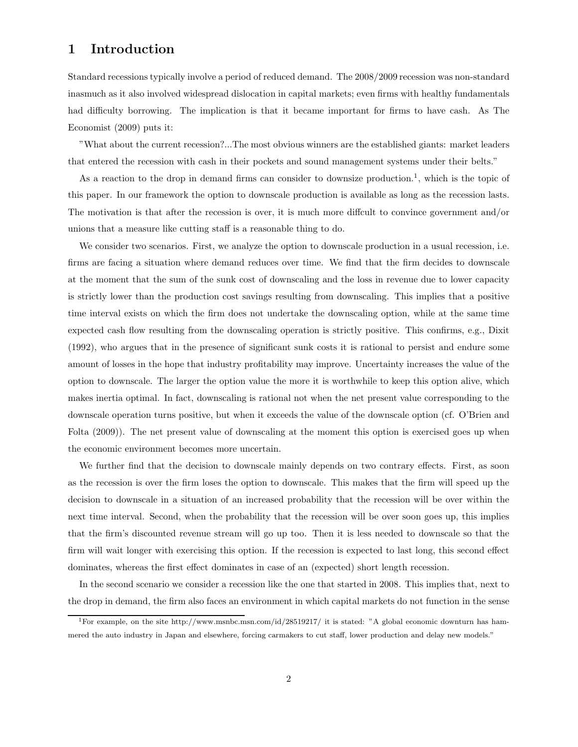# 1 Introduction

Standard recessions typically involve a period of reduced demand. The 2008/2009 recession was non-standard inasmuch as it also involved widespread dislocation in capital markets; even firms with healthy fundamentals had difficulty borrowing. The implication is that it became important for firms to have cash. As The Economist (2009) puts it:

"What about the current recession?...The most obvious winners are the established giants: market leaders that entered the recession with cash in their pockets and sound management systems under their belts."

As a reaction to the drop in demand firms can consider to downsize production.[1], which is the topic of this paper. In our framework the option to downscale production is available as long as the recession lasts. The motivation is that after the recession is over, it is much more diffcult to convince government and/or unions that a measure like cutting staff is a reasonable thing to do.

We consider two scenarios. First, we analyze the option to downscale production in a usual recession, i.e. firms are facing a situation where demand reduces over time. We find that the firm decides to downscale at the moment that the sum of the sunk cost of downscaling and the loss in revenue due to lower capacity is strictly lower than the production cost savings resulting from downscaling. This implies that a positive time interval exists on which the firm does not undertake the downscaling option, while at the same time expected cash flow resulting from the downscaling operation is strictly positive. This confirms, e.g., Dixit (1992), who argues that in the presence of significant sunk costs it is rational to persist and endure some amount of losses in the hope that industry profitability may improve. Uncertainty increases the value of the option to downscale. The larger the option value the more it is worthwhile to keep this option alive, which makes inertia optimal. In fact, downscaling is rational not when the net present value corresponding to the downscale operation turns positive, but when it exceeds the value of the downscale option (cf. O'Brien and Folta (2009)). The net present value of downscaling at the moment this option is exercised goes up when the economic environment becomes more uncertain.

We further find that the decision to downscale mainly depends on two contrary effects. First, as soon as the recession is over the firm loses the option to downscale. This makes that the firm will speed up the decision to downscale in a situation of an increased probability that the recession will be over within the next time interval. Second, when the probability that the recession will be over soon goes up, this implies that the firm's discounted revenue stream will go up too. Then it is less needed to downscale so that the firm will wait longer with exercising this option. If the recession is expected to last long, this second effect dominates, whereas the first effect dominates in case of an (expected) short length recession.

In the second scenario we consider a recession like the one that started in 2008. This implies that, next to the drop in demand, the firm also faces an environment in which capital markets do not function in the sense

[1] For example, on the site http://www.msnbc.msn.com/id/28519217/ it is stated: "A global economic downturn has hammered the auto industry in Japan and elsewhere, forcing carmakers to cut staff, lower production and delay new models."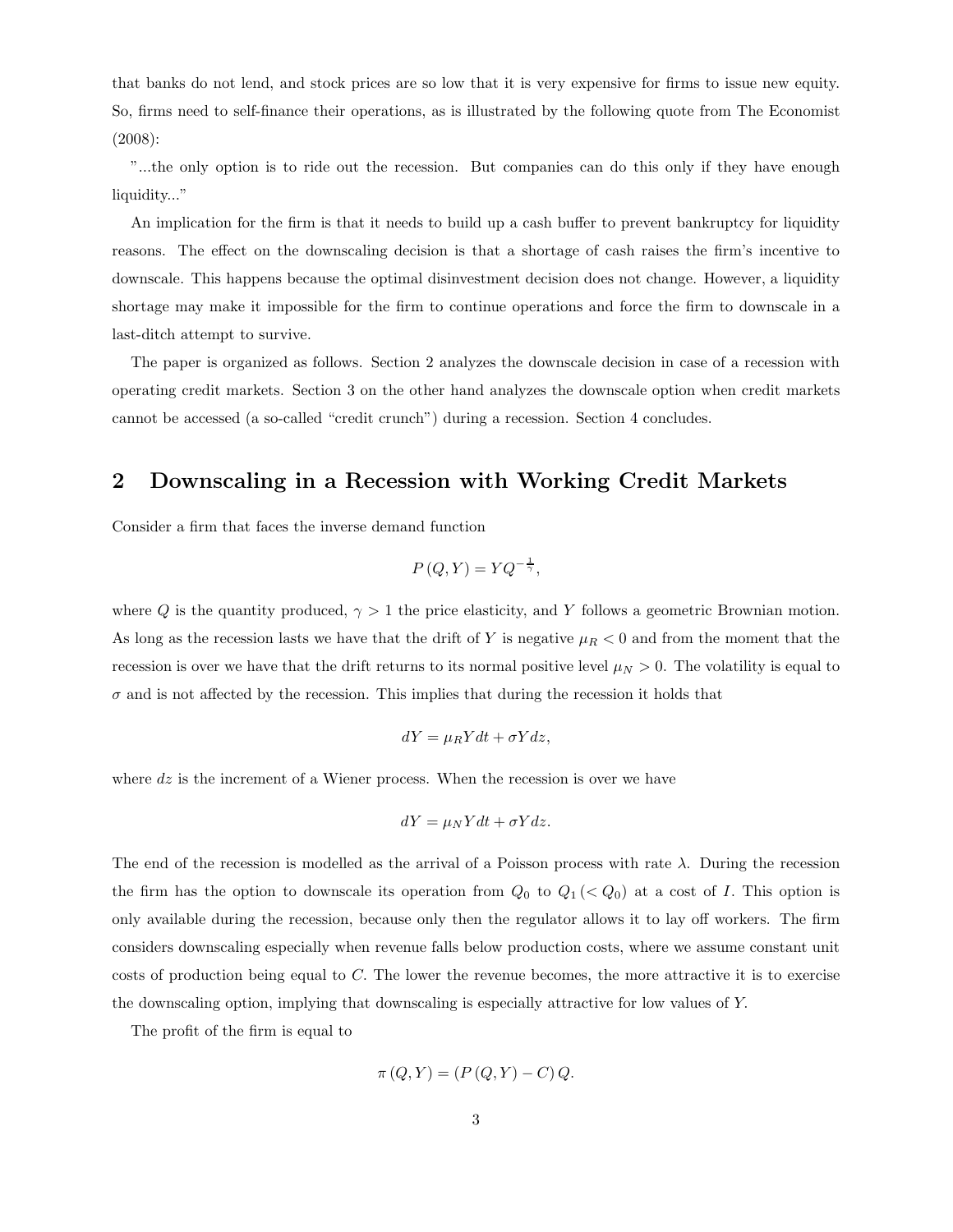that banks do not lend, and stock prices are so low that it is very expensive for firms to issue new equity. So, firms need to self-finance their operations, as is illustrated by the following quote from The Economist (2008):

"...the only option is to ride out the recession. But companies can do this only if they have enough liquidity..."

An implication for the firm is that it needs to build up a cash buffer to prevent bankruptcy for liquidity reasons. The effect on the downscaling decision is that a shortage of cash raises the firm's incentive to downscale. This happens because the optimal disinvestment decision does not change. However, a liquidity shortage may make it impossible for the firm to continue operations and force the firm to downscale in a last-ditch attempt to survive.

The paper is organized as follows. Section 2 analyzes the downscale decision in case of a recession with operating credit markets. Section 3 on the other hand analyzes the downscale option when credit markets cannot be accessed (a so-called "credit crunch") during a recession. Section 4 concludes.

## 2 Downscaling in a Recession with Working Credit Markets

Consider a firm that faces the inverse demand function

$$P(Q,Y) = YQ^{-\frac{1}{\gamma}},$$

where $Q$ is the quantity produced, $\gamma > 1$ the price elasticity, and $Y$ follows a geometric Brownian motion. As long as the recession lasts we have that the drift of $Y$ is negative $\mu_R < 0$ and from the moment that the recession is over we have that the drift returns to its normal positive level $\mu_N > 0$. The volatility is equal to $\sigma$ and is not affected by the recession. This implies that during the recession it holds that

$$dY = \mu_R Y dt + \sigma Y dz,$$

where $dz$ is the increment of a Wiener process. When the recession is over we have

$$dY = \mu_N Y dt + \sigma Y dz.$$

The end of the recession is modelled as the arrival of a Poisson process with rate $\lambda$. During the recession the firm has the option to downscale its operation from $Q_0$ to $Q_1 \, (< Q_0)$ at a cost of $I$. This option is only available during the recession, because only then the regulator allows it to lay off workers. The firm considers downscaling especially when revenue falls below production costs, where we assume constant unit costs of production being equal to $C$. The lower the revenue becomes, the more attractive it is to exercise the downscaling option, implying that downscaling is especially attractive for low values of $Y$.

The profit of the firm is equal to

$$\pi(Q,Y) = (P(Q,Y) - C)\,Q.$$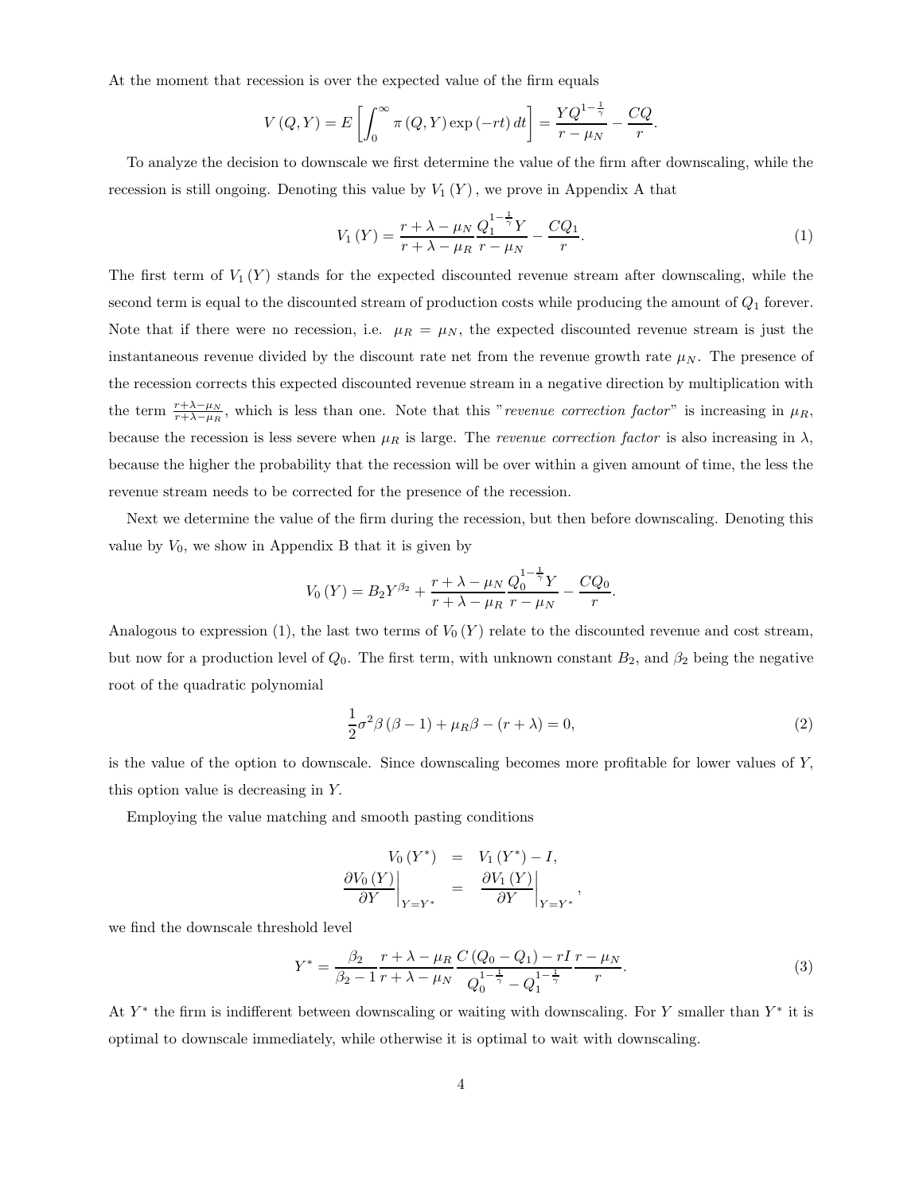At the moment that recession is over the expected value of the firm equals

$$V(Q,Y) = E\left[\int_0^\infty \pi(Q,Y)\exp(-rt)\,dt\right] = \frac{YQ^{1-\frac{1}{\gamma}}}{r-\mu_N} - \frac{CQ}{r}.$$

To analyze the decision to downscale we first determine the value of the firm after downscaling, while the recession is still ongoing. Denoting this value by $V_1(Y)$, we prove in Appendix A that

$$V_1(Y) = \frac{r+\lambda-\mu_N}{r+\lambda-\mu_R}\frac{Q_1^{1-\frac{1}{\gamma}}Y}{r-\mu_N} - \frac{CQ_1}{r}. \tag{1}$$

The first term of $V_1(Y)$ stands for the expected discounted revenue stream after downscaling, while the second term is equal to the discounted stream of production costs while producing the amount of $Q_1$ forever. Note that if there were no recession, i.e. $\mu_R = \mu_N$, the expected discounted revenue stream is just the instantaneous revenue divided by the discount rate net from the revenue growth rate $\mu_N$. The presence of the recession corrects this expected discounted revenue stream in a negative direction by multiplication with the term $\frac{r+\lambda-\mu_N}{r+\lambda-\mu_R}$, which is less than one. Note that this "*revenue correction factor*" is increasing in $\mu_R$, because the recession is less severe when $\mu_R$ is large. The *revenue correction factor* is also increasing in $\lambda$, because the higher the probability that the recession will be over within a given amount of time, the less the revenue stream needs to be corrected for the presence of the recession.

Next we determine the value of the firm during the recession, but then before downscaling. Denoting this value by $V_0$, we show in Appendix B that it is given by

$$V_0(Y) = B_2Y^{\beta_2} + \frac{r+\lambda-\mu_N}{r+\lambda-\mu_R}\frac{Q_0^{1-\frac{1}{\gamma}}Y}{r-\mu_N} - \frac{CQ_0}{r}.$$

Analogous to expression (1), the last two terms of $V_0(Y)$ relate to the discounted revenue and cost stream, but now for a production level of $Q_0$. The first term, with unknown constant $B_2$, and $\beta_2$ being the negative root of the quadratic polynomial

$$\frac{1}{2}\sigma^2\beta(\beta-1) + \mu_R\beta - (r+\lambda) = 0, \tag{2}$$

is the value of the option to downscale. Since downscaling becomes more profitable for lower values of $Y$, this option value is decreasing in $Y$.

Employing the value matching and smooth pasting conditions

$$\begin{aligned} V_0(Y^*) &= V_1(Y^*) - I, \\ \left.\frac{\partial V_0(Y)}{\partial Y}\right|_{Y=Y^*} &= \left.\frac{\partial V_1(Y)}{\partial Y}\right|_{Y=Y^*}, \end{aligned}$$

we find the downscale threshold level

$$Y^* = \frac{\beta_2}{\beta_2-1}\frac{r+\lambda-\mu_R}{r+\lambda-\mu_N}\frac{C(Q_0-Q_1)-rI}{Q_0^{1-\frac{1}{\gamma}}-Q_1^{1-\frac{1}{\gamma}}}\frac{r-\mu_N}{r}. \tag{3}$$

At $Y^*$ the firm is indifferent between downscaling or waiting with downscaling. For $Y$ smaller than $Y^*$ it is optimal to downscale immediately, while otherwise it is optimal to wait with downscaling.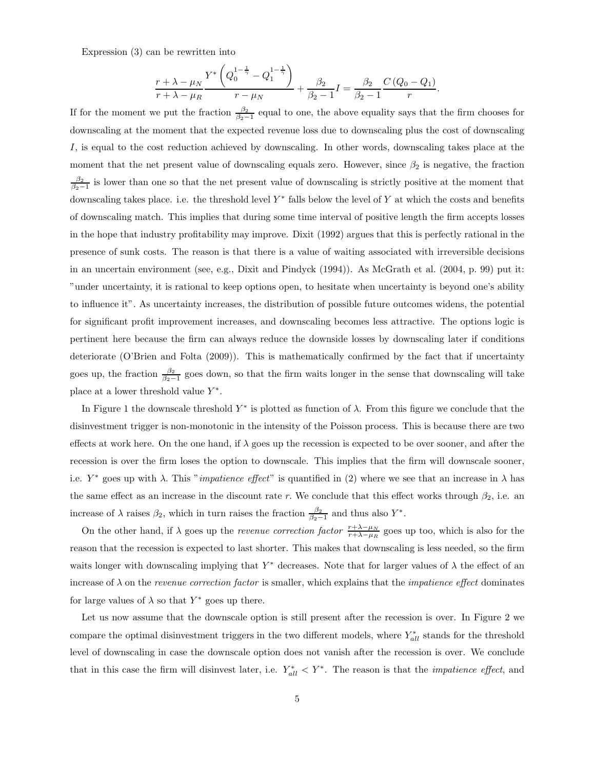Expression (3) can be rewritten into

$$\frac{r+\lambda-\mu_N}{r+\lambda-\mu_R}\frac{Y^*\left(Q_0^{1-\frac{1}{\gamma}}-Q_1^{1-\frac{1}{\gamma}}\right)}{r-\mu_N}+\frac{\beta_2}{\beta_2-1}I=\frac{\beta_2}{\beta_2-1}\frac{C\left(Q_0-Q_1\right)}{r}.$$

If for the moment we put the fraction $\frac{\beta_2}{\beta_2-1}$ equal to one, the above equality says that the firm chooses for downscaling at the moment that the expected revenue loss due to downscaling plus the cost of downscaling $I$, is equal to the cost reduction achieved by downscaling. In other words, downscaling takes place at the moment that the net present value of downscaling equals zero. However, since $\beta_2$ is negative, the fraction $\frac{\beta_2}{\beta_2-1}$ is lower than one so that the net present value of downscaling is strictly positive at the moment that downscaling takes place. i.e. the threshold level $Y^*$ falls below the level of $Y$ at which the costs and benefits of downscaling match. This implies that during some time interval of positive length the firm accepts losses in the hope that industry profitability may improve. Dixit (1992) argues that this is perfectly rational in the presence of sunk costs. The reason is that there is a value of waiting associated with irreversible decisions in an uncertain environment (see, e.g., Dixit and Pindyck (1994)). As McGrath et al. (2004, p. 99) put it: "under uncertainty, it is rational to keep options open, to hesitate when uncertainty is beyond one's ability to influence it". As uncertainty increases, the distribution of possible future outcomes widens, the potential for significant profit improvement increases, and downscaling becomes less attractive. The options logic is pertinent here because the firm can always reduce the downside losses by downscaling later if conditions deteriorate (O'Brien and Folta (2009)). This is mathematically confirmed by the fact that if uncertainty goes up, the fraction $\frac{\beta_2}{\beta_2-1}$ goes down, so that the firm waits longer in the sense that downscaling will take place at a lower threshold value $Y^*$.

In Figure 1 the downscale threshold $Y^*$ is plotted as function of $\lambda$. From this figure we conclude that the disinvestment trigger is non-monotonic in the intensity of the Poisson process. This is because there are two effects at work here. On the one hand, if $\lambda$ goes up the recession is expected to be over sooner, and after the recession is over the firm loses the option to downscale. This implies that the firm will downscale sooner, i.e. $Y^*$ goes up with $\lambda$. This "*impatience effect*" is quantified in (2) where we see that an increase in $\lambda$ has the same effect as an increase in the discount rate $r$. We conclude that this effect works through $\beta_2$, i.e. an increase of $\lambda$ raises $\beta_2$, which in turn raises the fraction $\frac{\beta_2}{\beta_2-1}$ and thus also $Y^*$.

On the other hand, if $\lambda$ goes up the *revenue correction factor* $\frac{r+\lambda-\mu_N}{r+\lambda-\mu_R}$ goes up too, which is also for the reason that the recession is expected to last shorter. This makes that downscaling is less needed, so the firm waits longer with downscaling implying that $Y^*$ decreases. Note that for larger values of $\lambda$ the effect of an increase of $\lambda$ on the *revenue correction factor* is smaller, which explains that the *impatience effect* dominates for large values of $\lambda$ so that $Y^*$ goes up there.

Let us now assume that the downscale option is still present after the recession is over. In Figure 2 we compare the optimal disinvestment triggers in the two different models, where $Y^*_{all}$ stands for the threshold level of downscaling in case the downscale option does not vanish after the recession is over. We conclude that in this case the firm will disinvest later, i.e. $Y^*_{all} < Y^*$. The reason is that the *impatience effect*, and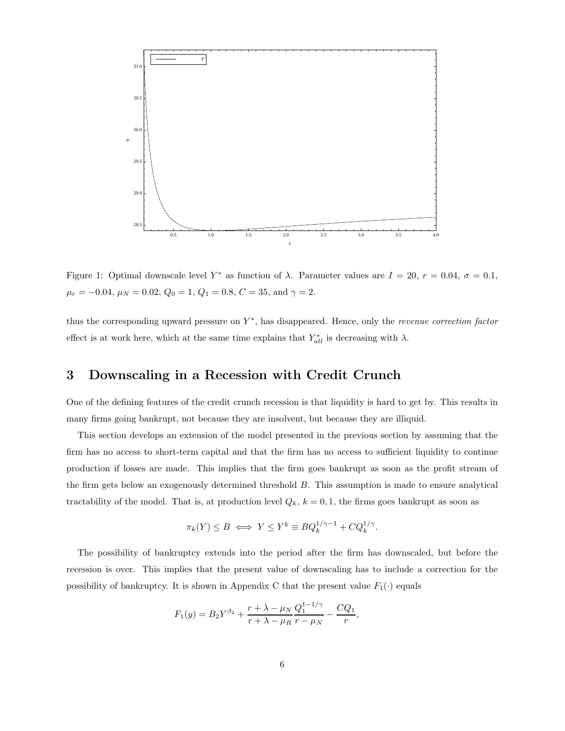Y

31.0

30.5

30.0

29.5

29.0

28.5

Y

0.5 1.0 1.5 2.0 2.5 3.0 3.5 4.0

λ

Figure 1: Optimal downscale level $Y^*$ as function of $\lambda$. Parameter values are $I = 20$, $r = 0.04$, $\sigma = 0.1$, $\mu_r = -0.04$, $\mu_N = 0.02$, $Q_0 = 1$, $Q_1 = 0.8$, $C = 35$, and $\gamma = 2$.

thus the corresponding upward pressure on $Y^*$, has disappeared. Hence, only the *revenue correction factor* effect is at work here, which at the same time explains that $Y^*_{all}$ is decreasing with $\lambda$.

## 3 Downscaling in a Recession with Credit Crunch

One of the defining features of the credit crunch recession is that liquidity is hard to get by. This results in many firms going bankrupt, not because they are insolvent, but because they are illiquid.

This section develops an extension of the model presented in the previous section by assuming that the firm has no access to short-term capital and that the firm has no access to sufficient liquidity to continue production if losses are made. This implies that the firm goes bankrupt as soon as the profit stream of the firm gets below an exogenously determined threshold $B$. This assumption is made to ensure analytical tractability of the model. That is, at production level $Q_k$, $k = 0, 1$, the firms goes bankrupt as soon as

$$\pi_k(Y) \leq B \iff Y \leq Y^k \equiv BQ_k^{1/\gamma - 1} + CQ_k^{1/\gamma}.$$

The possibility of bankruptcy extends into the period after the firm has downscaled, but before the recession is over. This implies that the present value of downscaling has to include a correction for the possibility of bankruptcy. It is shown in Appendix C that the present value $F_1(\cdot)$ equals

$$F_1(y) = B_2Y^{\beta_2} + \frac{r + \lambda - \mu_N}{r + \lambda - \mu_R}\frac{Q_1^{1-1/\gamma}}{r - \mu_N} - \frac{CQ_1}{r},$$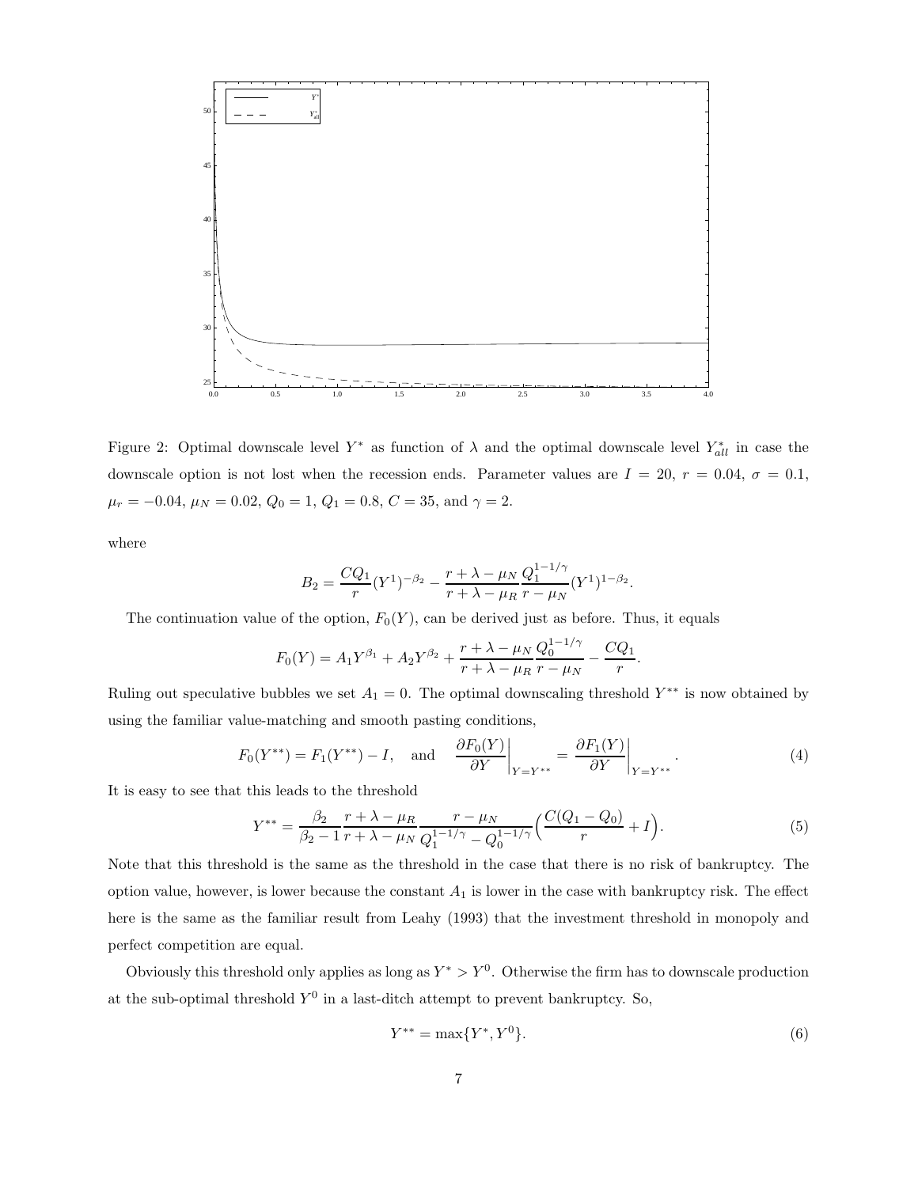$Y^*$
$Y^*_{all}$

50
45
40
35
30
25

0.0
0.5
1.0
1.5
2.0
2.5
3.0
3.5
4.0

Figure 2: Optimal downscale level $Y^*$ as function of $\lambda$ and the optimal downscale level $Y^*_{all}$ in case the downscale option is not lost when the recession ends. Parameter values are $I = 20$, $r = 0.04$, $\sigma = 0.1$, $\mu_r = -0.04$, $\mu_N = 0.02$, $Q_0 = 1$, $Q_1 = 0.8$, $C = 35$, and $\gamma = 2$.

where

$$B_2 = \frac{CQ_1}{r}(Y^1)^{-\beta_2} - \frac{r+\lambda-\mu_N}{r+\lambda-\mu_R}\frac{Q_1^{1-1/\gamma}}{r-\mu_N}(Y^1)^{1-\beta_2}.$$

The continuation value of the option, $F_0(Y)$, can be derived just as before. Thus, it equals

$$F_0(Y) = A_1 Y^{\beta_1} + A_2 Y^{\beta_2} + \frac{r+\lambda-\mu_N}{r+\lambda-\mu_R}\frac{Q_0^{1-1/\gamma}}{r-\mu_N} - \frac{CQ_1}{r}.$$

Ruling out speculative bubbles we set $A_1 = 0$. The optimal downscaling threshold $Y^{**}$ is now obtained by using the familiar value-matching and smooth pasting conditions,

$$F_0(Y^{**}) = F_1(Y^{**}) - I, \quad \text{and} \quad \left.\frac{\partial F_0(Y)}{\partial Y}\right|_{Y=Y^{**}} = \left.\frac{\partial F_1(Y)}{\partial Y}\right|_{Y=Y^{**}}. \tag{4}$$

It is easy to see that this leads to the threshold

$$Y^{**} = \frac{\beta_2}{\beta_2 - 1}\frac{r+\lambda-\mu_R}{r+\lambda-\mu_N}\frac{r-\mu_N}{Q_1^{1-1/\gamma} - Q_0^{1-1/\gamma}}\Big(\frac{C(Q_1-Q_0)}{r} + I\Big). \tag{5}$$

Note that this threshold is the same as the threshold in the case that there is no risk of bankruptcy. The option value, however, is lower because the constant $A_1$ is lower in the case with bankruptcy risk. The effect here is the same as the familiar result from Leahy (1993) that the investment threshold in monopoly and perfect competition are equal.

Obviously this threshold only applies as long as $Y^* > Y^0$. Otherwise the firm has to downscale production at the sub-optimal threshold $Y^0$ in a last-ditch attempt to prevent bankruptcy. So,

$$Y^{**} = \max\{Y^*, Y^0\}. \tag{6}$$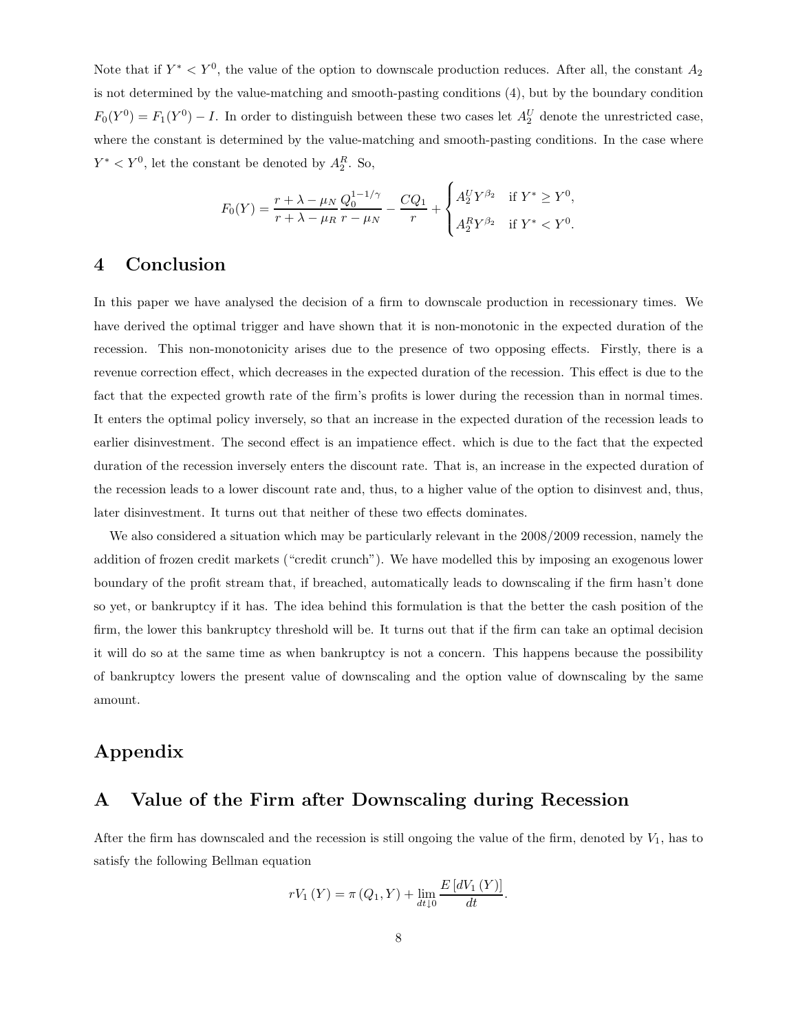Note that if $Y^* < Y^0$, the value of the option to downscale production reduces. After all, the constant $A_2$ is not determined by the value-matching and smooth-pasting conditions (4), but by the boundary condition $F_0(Y^0) = F_1(Y^0) - I$. In order to distinguish between these two cases let $A_2^U$ denote the unrestricted case, where the constant is determined by the value-matching and smooth-pasting conditions. In the case where $Y^* < Y^0$, let the constant be denoted by $A_2^R$. So,

$$F_0(Y) = \frac{r + \lambda - \mu_N}{r + \lambda - \mu_R} \frac{Q_0^{1-1/\gamma}}{r - \mu_N} - \frac{CQ_1}{r} + \begin{cases} A_2^U Y^{\beta_2} & \text{if } Y^* \geq Y^0, \\ A_2^R Y^{\beta_2} & \text{if } Y^* < Y^0. \end{cases}$$

# 4 Conclusion

In this paper we have analysed the decision of a firm to downscale production in recessionary times. We have derived the optimal trigger and have shown that it is non-monotonic in the expected duration of the recession. This non-monotonicity arises due to the presence of two opposing effects. Firstly, there is a revenue correction effect, which decreases in the expected duration of the recession. This effect is due to the fact that the expected growth rate of the firm's profits is lower during the recession than in normal times. It enters the optimal policy inversely, so that an increase in the expected duration of the recession leads to earlier disinvestment. The second effect is an impatience effect. which is due to the fact that the expected duration of the recession inversely enters the discount rate. That is, an increase in the expected duration of the recession leads to a lower discount rate and, thus, to a higher value of the option to disinvest and, thus, later disinvestment. It turns out that neither of these two effects dominates.

We also considered a situation which may be particularly relevant in the 2008/2009 recession, namely the addition of frozen credit markets ("credit crunch"). We have modelled this by imposing an exogenous lower boundary of the profit stream that, if breached, automatically leads to downscaling if the firm hasn't done so yet, or bankruptcy if it has. The idea behind this formulation is that the better the cash position of the firm, the lower this bankruptcy threshold will be. It turns out that if the firm can take an optimal decision it will do so at the same time as when bankruptcy is not a concern. This happens because the possibility of bankruptcy lowers the present value of downscaling and the option value of downscaling by the same amount.

# Appendix

# A Value of the Firm after Downscaling during Recession

After the firm has downscaled and the recession is still ongoing the value of the firm, denoted by $V_1$, has to satisfy the following Bellman equation

$$rV_1(Y) = \pi(Q_1, Y) + \lim_{dt \downarrow 0} \frac{E[dV_1(Y)]}{dt}.$$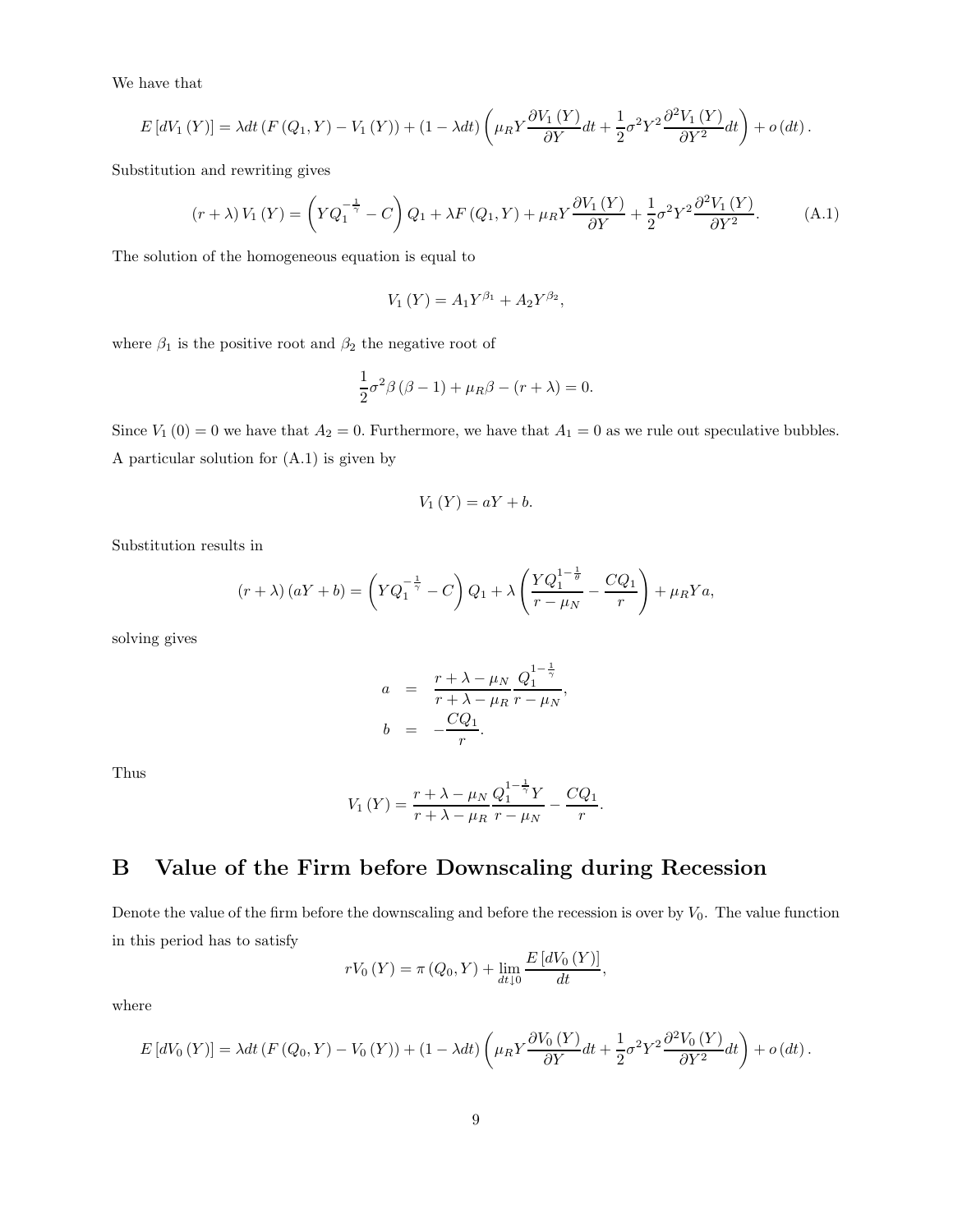We have that

$$E\left[dV_1(Y)\right] = \lambda dt\left(F\left(Q_1, Y\right) - V_1(Y)\right) + (1-\lambda dt)\left(\mu_R Y \frac{\partial V_1(Y)}{\partial Y}dt + \frac{1}{2}\sigma^2 Y^2 \frac{\partial^2 V_1(Y)}{\partial Y^2}dt\right) + o(dt).$$

Substitution and rewriting gives

$$(r+\lambda)V_1(Y) = \left(YQ_1^{-\frac{1}{\gamma}} - C\right)Q_1 + \lambda F\left(Q_1, Y\right) + \mu_R Y \frac{\partial V_1(Y)}{\partial Y} + \frac{1}{2}\sigma^2 Y^2 \frac{\partial^2 V_1(Y)}{\partial Y^2}. \tag{A.1}$$

The solution of the homogeneous equation is equal to

$$V_1(Y) = A_1 Y^{\beta_1} + A_2 Y^{\beta_2},$$

where $\beta_1$ is the positive root and $\beta_2$ the negative root of

$$\frac{1}{2}\sigma^2\beta(\beta-1) + \mu_R\beta - (r+\lambda) = 0.$$

Since $V_1(0) = 0$ we have that $A_2 = 0$. Furthermore, we have that $A_1 = 0$ as we rule out speculative bubbles. A particular solution for (A.1) is given by

$$V_1(Y) = aY + b.$$

Substitution results in

$$(r+\lambda)(aY+b) = \left(YQ_1^{-\frac{1}{\gamma}} - C\right)Q_1 + \lambda\left(\frac{YQ_1^{1-\frac{1}{\theta}}}{r-\mu_N} - \frac{CQ_1}{r}\right) + \mu_R Y a,$$

solving gives

$$\begin{aligned} a &= \frac{r+\lambda-\mu_N}{r+\lambda-\mu_R}\frac{Q_1^{1-\frac{1}{\gamma}}}{r-\mu_N}, \\ b &= -\frac{CQ_1}{r}. \end{aligned}$$

Thus

$$V_1(Y) = \frac{r+\lambda-\mu_N}{r+\lambda-\mu_R}\frac{Q_1^{1-\frac{1}{\gamma}}Y}{r-\mu_N} - \frac{CQ_1}{r}.$$

# B Value of the Firm before Downscaling during Recession

Denote the value of the firm before the downscaling and before the recession is over by $V_0$. The value function in this period has to satisfy

$$rV_0(Y) = \pi\left(Q_0, Y\right) + \lim_{dt\downarrow 0}\frac{E\left[dV_0(Y)\right]}{dt},$$

where

$$E\left[dV_0(Y)\right] = \lambda dt\left(F\left(Q_0, Y\right) - V_0(Y)\right) + (1-\lambda dt)\left(\mu_R Y \frac{\partial V_0(Y)}{\partial Y}dt + \frac{1}{2}\sigma^2 Y^2 \frac{\partial^2 V_0(Y)}{\partial Y^2}dt\right) + o(dt).$$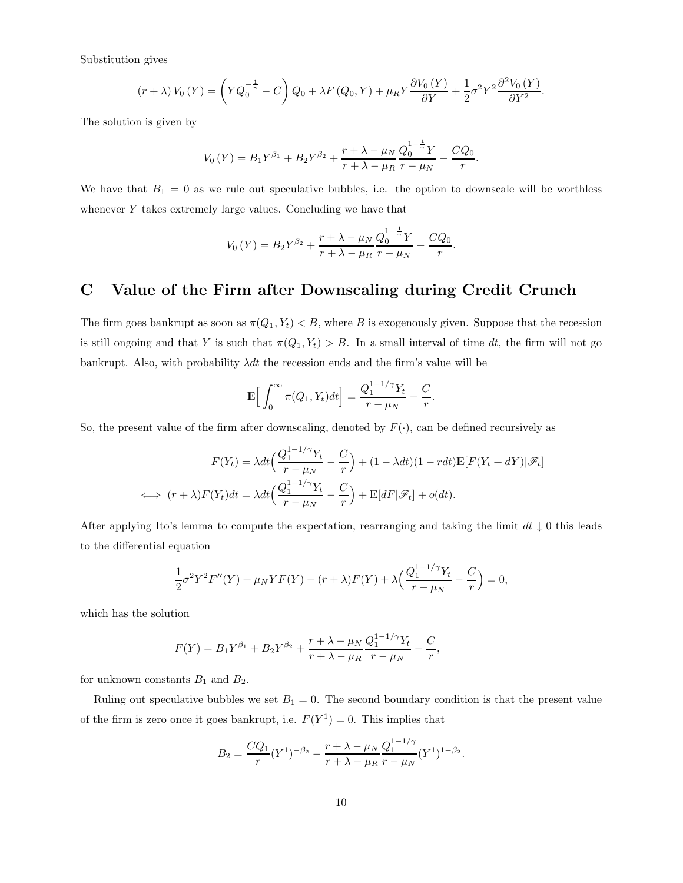Substitution gives

$$(r+\lambda) V_0(Y) = \left( Y Q_0^{-\frac{1}{\gamma}} - C \right) Q_0 + \lambda F(Q_0, Y) + \mu_R Y \frac{\partial V_0(Y)}{\partial Y} + \frac{1}{2}\sigma^2 Y^2 \frac{\partial^2 V_0(Y)}{\partial Y^2}.$$

The solution is given by

$$V_0(Y) = B_1 Y^{\beta_1} + B_2 Y^{\beta_2} + \frac{r+\lambda-\mu_N}{r+\lambda-\mu_R} \frac{Q_0^{1-\frac{1}{\gamma}} Y}{r-\mu_N} - \frac{C Q_0}{r}.$$

We have that $B_1 = 0$ as we rule out speculative bubbles, i.e. the option to downscale will be worthless whenever $Y$ takes extremely large values. Concluding we have that

$$V_0(Y) = B_2 Y^{\beta_2} + \frac{r+\lambda-\mu_N}{r+\lambda-\mu_R} \frac{Q_0^{1-\frac{1}{\gamma}} Y}{r-\mu_N} - \frac{C Q_0}{r}.$$

# C Value of the Firm after Downscaling during Credit Crunch

The firm goes bankrupt as soon as $\pi(Q_1, Y_t) < B$, where $B$ is exogenously given. Suppose that the recession is still ongoing and that $Y$ is such that $\pi(Q_1, Y_t) > B$. In a small interval of time $dt$, the firm will not go bankrupt. Also, with probability $\lambda dt$ the recession ends and the firm's value will be

$$\mathbb{E}\Big[\int_0^\infty \pi(Q_1, Y_t) dt\Big] = \frac{Q_1^{1-1/\gamma} Y_t}{r-\mu_N} - \frac{C}{r}.$$

So, the present value of the firm after downscaling, denoted by $F(\cdot)$, can be defined recursively as

$$F(Y_t) = \lambda dt \Big( \frac{Q_1^{1-1/\gamma} Y_t}{r-\mu_N} - \frac{C}{r} \Big) + (1-\lambda dt)(1-r dt)\mathbb{E}[F(Y_t + dY)|\mathscr{F}_t]$$

$$\iff (r+\lambda) F(Y_t) dt = \lambda dt \Big( \frac{Q_1^{1-1/\gamma} Y_t}{r-\mu_N} - \frac{C}{r} \Big) + \mathbb{E}[dF|\mathscr{F}_t] + o(dt).$$

After applying Ito's lemma to compute the expectation, rearranging and taking the limit $dt \downarrow 0$ this leads to the differential equation

$$\frac{1}{2}\sigma^2 Y^2 F''(Y) + \mu_N Y F(Y) - (r+\lambda) F(Y) + \lambda \Big( \frac{Q_1^{1-1/\gamma} Y_t}{r-\mu_N} - \frac{C}{r} \Big) = 0,$$

which has the solution

$$F(Y) = B_1 Y^{\beta_1} + B_2 Y^{\beta_2} + \frac{r+\lambda-\mu_N}{r+\lambda-\mu_R} \frac{Q_1^{1-1/\gamma} Y_t}{r-\mu_N} - \frac{C}{r},$$

for unknown constants $B_1$ and $B_2$.

Ruling out speculative bubbles we set $B_1 = 0$. The second boundary condition is that the present value of the firm is zero once it goes bankrupt, i.e. $F(Y^1) = 0$. This implies that

$$B_2 = \frac{C Q_1}{r} (Y^1)^{-\beta_2} - \frac{r+\lambda-\mu_N}{r+\lambda-\mu_R} \frac{Q_1^{1-1/\gamma}}{r-\mu_N} (Y^1)^{1-\beta_2}.$$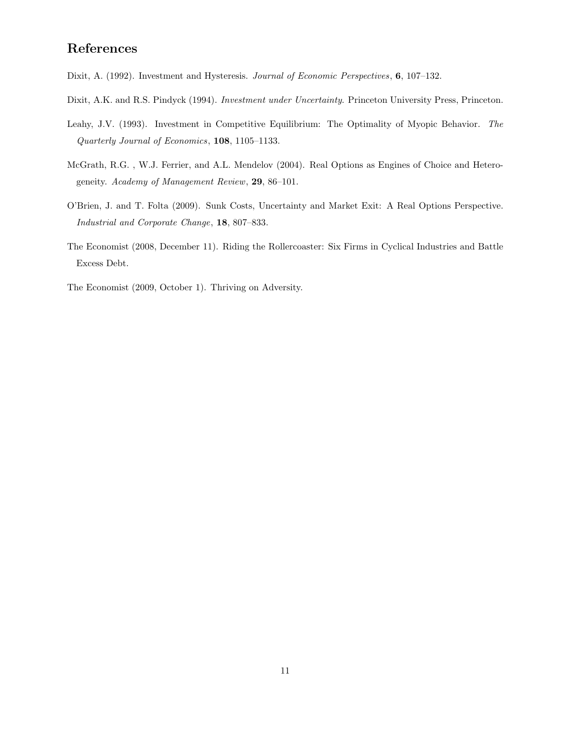## References

Dixit, A. (1992). Investment and Hysteresis. *Journal of Economic Perspectives*, **6**, 107–132.

Dixit, A.K. and R.S. Pindyck (1994). *Investment under Uncertainty*. Princeton University Press, Princeton.

Leahy, J.V. (1993). Investment in Competitive Equilibrium: The Optimality of Myopic Behavior. *The Quarterly Journal of Economics*, **108**, 1105–1133.

McGrath, R.G. , W.J. Ferrier, and A.L. Mendelov (2004). Real Options as Engines of Choice and Heterogeneity. *Academy of Management Review*, **29**, 86–101.

O'Brien, J. and T. Folta (2009). Sunk Costs, Uncertainty and Market Exit: A Real Options Perspective. *Industrial and Corporate Change*, **18**, 807–833.

The Economist (2008, December 11). Riding the Rollercoaster: Six Firms in Cyclical Industries and Battle Excess Debt.

The Economist (2009, October 1). Thriving on Adversity.